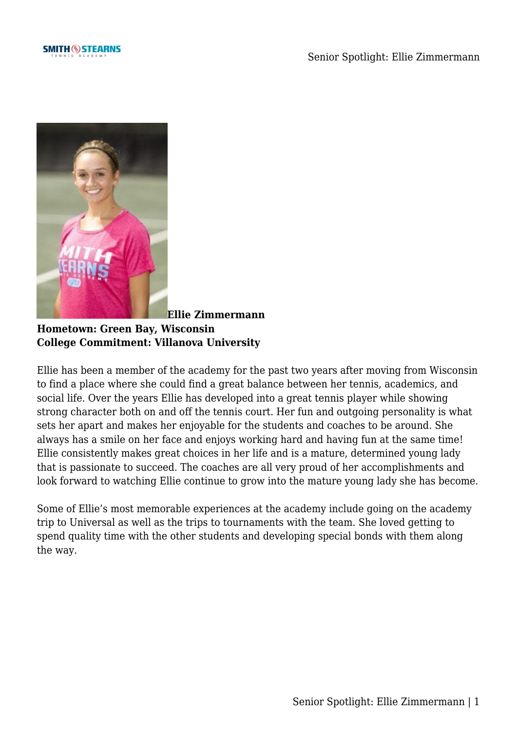**Ellie Zimmermann**
**Hometown: Green Bay, Wisconsin**
**College Commitment: Villanova University**

Ellie has been a member of the academy for the past two years after moving from Wisconsin to find a place where she could find a great balance between her tennis, academics, and social life. Over the years Ellie has developed into a great tennis player while showing strong character both on and off the tennis court. Her fun and outgoing personality is what sets her apart and makes her enjoyable for the students and coaches to be around. She always has a smile on her face and enjoys working hard and having fun at the same time! Ellie consistently makes great choices in her life and is a mature, determined young lady that is passionate to succeed. The coaches are all very proud of her accomplishments and look forward to watching Ellie continue to grow into the mature young lady she has become.

Some of Ellie's most memorable experiences at the academy include going on the academy trip to Universal as well as the trips to tournaments with the team. She loved getting to spend quality time with the other students and developing special bonds with them along the way.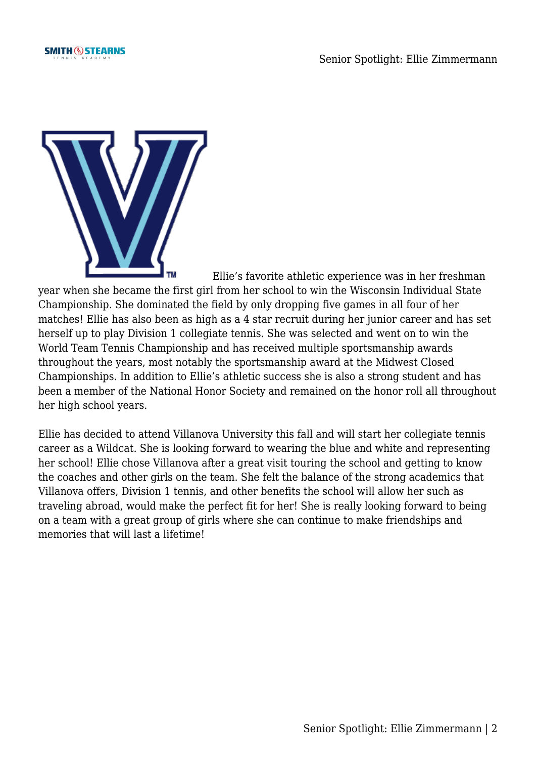Ellie's favorite athletic experience was in her freshman year when she became the first girl from her school to win the Wisconsin Individual State Championship. She dominated the field by only dropping five games in all four of her matches! Ellie has also been as high as a 4 star recruit during her junior career and has set herself up to play Division 1 collegiate tennis. She was selected and went on to win the World Team Tennis Championship and has received multiple sportsmanship awards throughout the years, most notably the sportsmanship award at the Midwest Closed Championships. In addition to Ellie's athletic success she is also a strong student and has been a member of the National Honor Society and remained on the honor roll all throughout her high school years.

Ellie has decided to attend Villanova University this fall and will start her collegiate tennis career as a Wildcat. She is looking forward to wearing the blue and white and representing her school! Ellie chose Villanova after a great visit touring the school and getting to know the coaches and other girls on the team. She felt the balance of the strong academics that Villanova offers, Division 1 tennis, and other benefits the school will allow her such as traveling abroad, would make the perfect fit for her! She is really looking forward to being on a team with a great group of girls where she can continue to make friendships and memories that will last a lifetime!